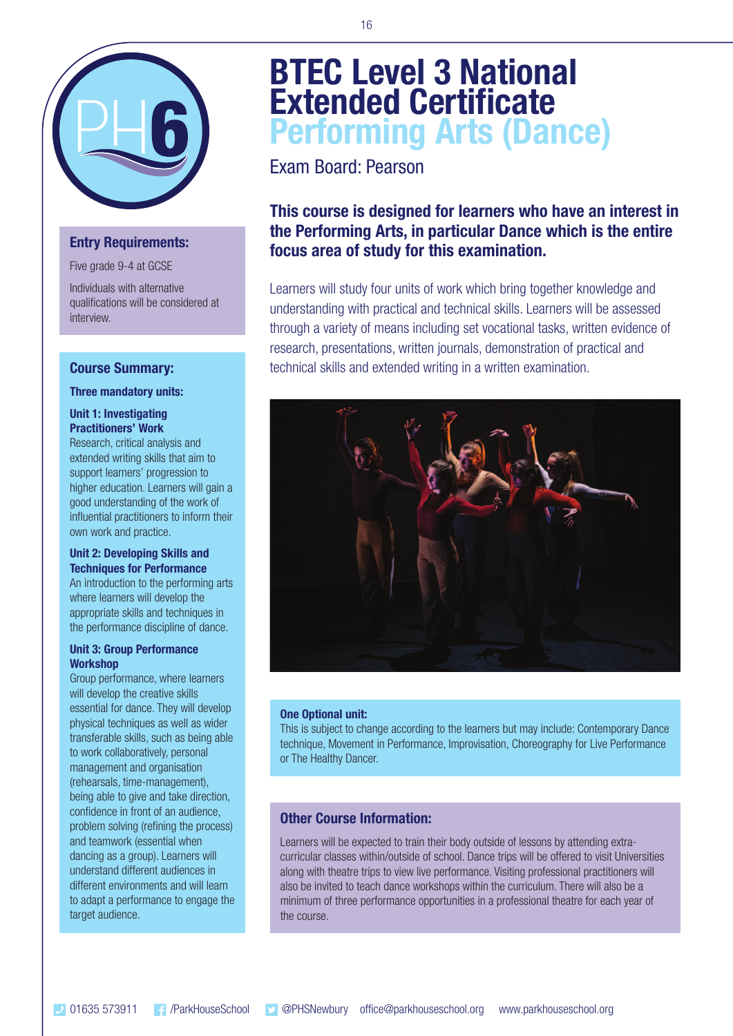# BTEC Level 3 National Extended Certificate Performing Arts (Dance)

Exam Board: Pearson

**This course is designed for learners who have an interest in the Performing Arts, in particular Dance which is the entire focus area of study for this examination.**

Learners will study four units of work which bring together knowledge and understanding with practical and technical skills. Learners will be assessed through a variety of means including set vocational tasks, written evidence of research, presentations, written journals, demonstration of practical and technical skills and extended writing in a written examination.

### Entry Requirements:

Five grade 9-4 at GCSE

Individuals with alternative qualifications will be considered at interview.

### Course Summary:

**Three mandatory units:**

**Unit 1: Investigating Practitioners' Work**
Research, critical analysis and extended writing skills that aim to support learners' progression to higher education. Learners will gain a good understanding of the work of influential practitioners to inform their own work and practice.

**Unit 2: Developing Skills and Techniques for Performance**
An introduction to the performing arts where learners will develop the appropriate skills and techniques in the performance discipline of dance.

**Unit 3: Group Performance Workshop**
Group performance, where learners will develop the creative skills essential for dance. They will develop physical techniques as well as wider transferable skills, such as being able to work collaboratively, personal management and organisation (rehearsals, time-management), being able to give and take direction, confidence in front of an audience, problem solving (refining the process) and teamwork (essential when dancing as a group). Learners will understand different audiences in different environments and will learn to adapt a performance to engage the target audience.

**One Optional unit:**
This is subject to change according to the learners but may include: Contemporary Dance technique, Movement in Performance, Improvisation, Choreography for Live Performance or The Healthy Dancer.

### Other Course Information:

Learners will be expected to train their body outside of lessons by attending extra-curricular classes within/outside of school. Dance trips will be offered to visit Universities along with theatre trips to view live performance. Visiting professional practitioners will also be invited to teach dance workshops within the curriculum. There will also be a minimum of three performance opportunities in a professional theatre for each year of the course.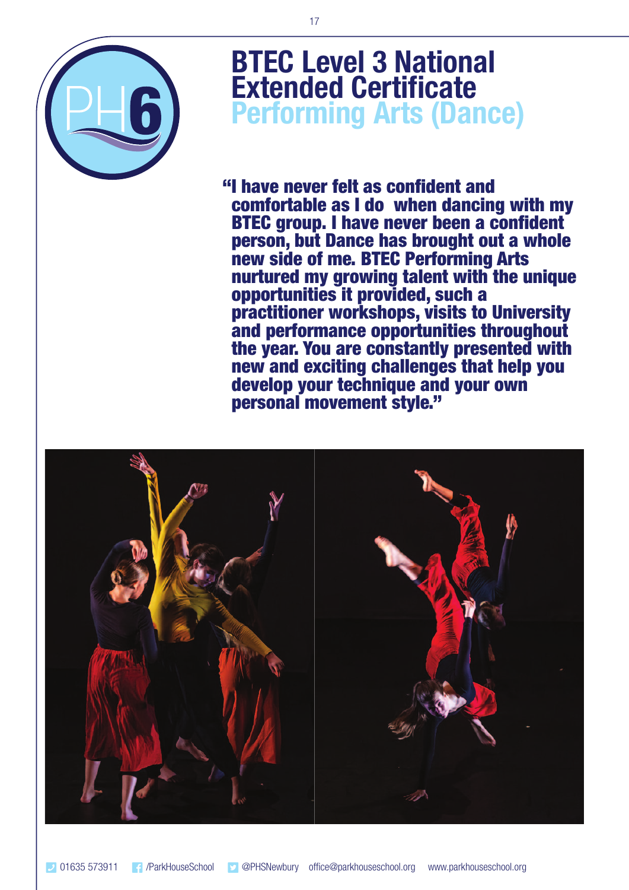# BTEC Level 3 National Extended Certificate Performing Arts (Dance)

**"I have never felt as confident and comfortable as I do  when dancing with my BTEC group. I have never been a confident person, but Dance has brought out a whole new side of me. BTEC Performing Arts nurtured my growing talent with the unique opportunities it provided, such a practitioner workshops, visits to University and performance opportunities throughout the year. You are constantly presented with new and exciting challenges that help you develop your technique and your own personal movement style."**

01635 573911 /ParkHouseSchool @PHSNewbury office@parkhouseschool.org www.parkhouseschool.org